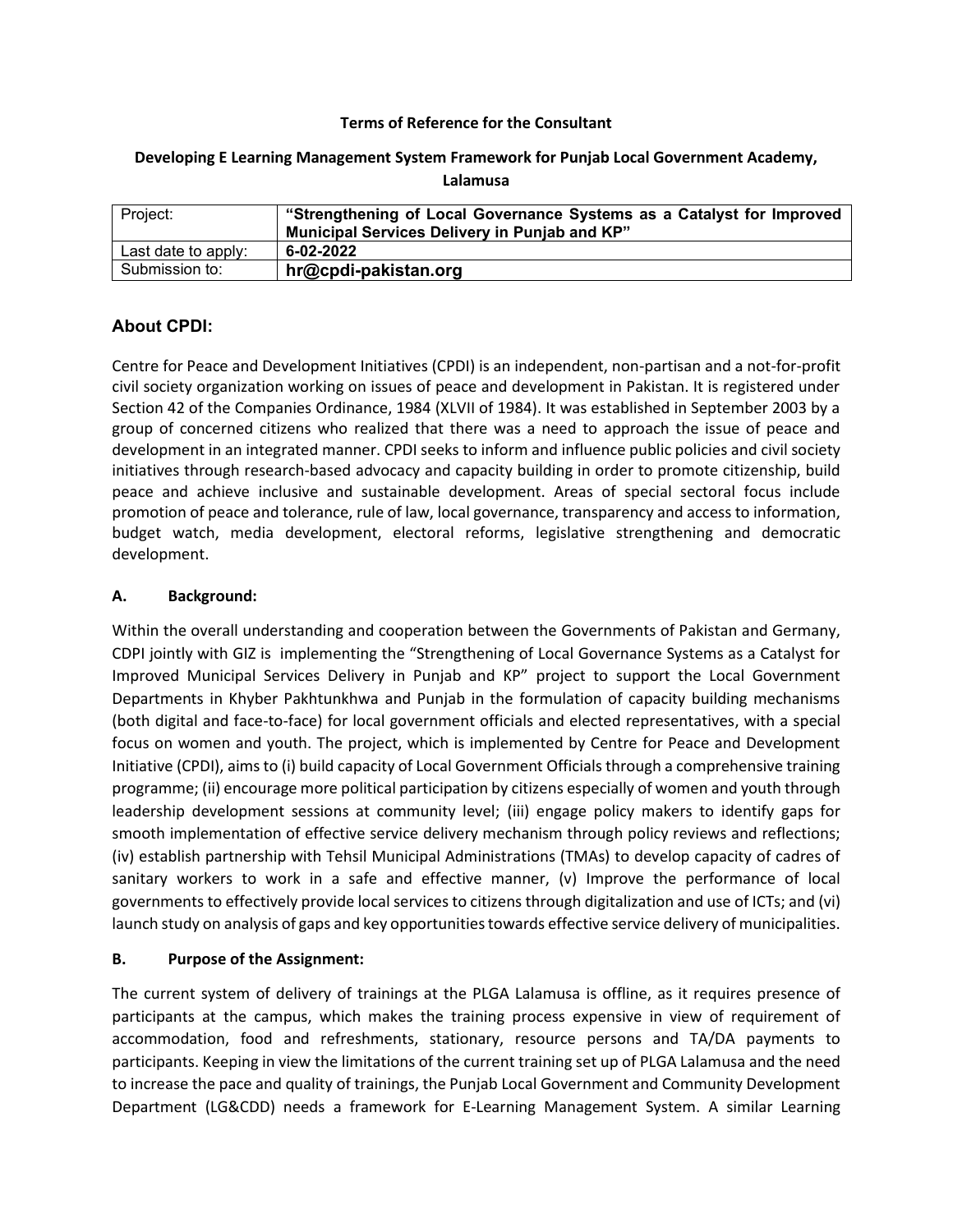**Terms of Reference for the Consultant**

**Developing E Learning Management System Framework for Punjab Local Government Academy, Lalamusa**

| Project: | **"Strengthening of Local Governance Systems as a Catalyst for Improved Municipal Services Delivery in Punjab and KP"** |
|---|---|
| Last date to apply: | **6-02-2022** |
| Submission to: | **hr@cpdi-pakistan.org** |

## About CPDI:

Centre for Peace and Development Initiatives (CPDI) is an independent, non-partisan and a not-for-profit civil society organization working on issues of peace and development in Pakistan. It is registered under Section 42 of the Companies Ordinance, 1984 (XLVII of 1984). It was established in September 2003 by a group of concerned citizens who realized that there was a need to approach the issue of peace and development in an integrated manner. CPDI seeks to inform and influence public policies and civil society initiatives through research-based advocacy and capacity building in order to promote citizenship, build peace and achieve inclusive and sustainable development. Areas of special sectoral focus include promotion of peace and tolerance, rule of law, local governance, transparency and access to information, budget watch, media development, electoral reforms, legislative strengthening and democratic development.

### A. Background:

Within the overall understanding and cooperation between the Governments of Pakistan and Germany, CDPI jointly with GIZ is implementing the "Strengthening of Local Governance Systems as a Catalyst for Improved Municipal Services Delivery in Punjab and KP" project to support the Local Government Departments in Khyber Pakhtunkhwa and Punjab in the formulation of capacity building mechanisms (both digital and face-to-face) for local government officials and elected representatives, with a special focus on women and youth. The project, which is implemented by Centre for Peace and Development Initiative (CPDI), aims to (i) build capacity of Local Government Officials through a comprehensive training programme; (ii) encourage more political participation by citizens especially of women and youth through leadership development sessions at community level; (iii) engage policy makers to identify gaps for smooth implementation of effective service delivery mechanism through policy reviews and reflections; (iv) establish partnership with Tehsil Municipal Administrations (TMAs) to develop capacity of cadres of sanitary workers to work in a safe and effective manner, (v) Improve the performance of local governments to effectively provide local services to citizens through digitalization and use of ICTs; and (vi) launch study on analysis of gaps and key opportunities towards effective service delivery of municipalities.

### B. Purpose of the Assignment:

The current system of delivery of trainings at the PLGA Lalamusa is offline, as it requires presence of participants at the campus, which makes the training process expensive in view of requirement of accommodation, food and refreshments, stationary, resource persons and TA/DA payments to participants. Keeping in view the limitations of the current training set up of PLGA Lalamusa and the need to increase the pace and quality of trainings, the Punjab Local Government and Community Development Department (LG&CDD) needs a framework for E-Learning Management System. A similar Learning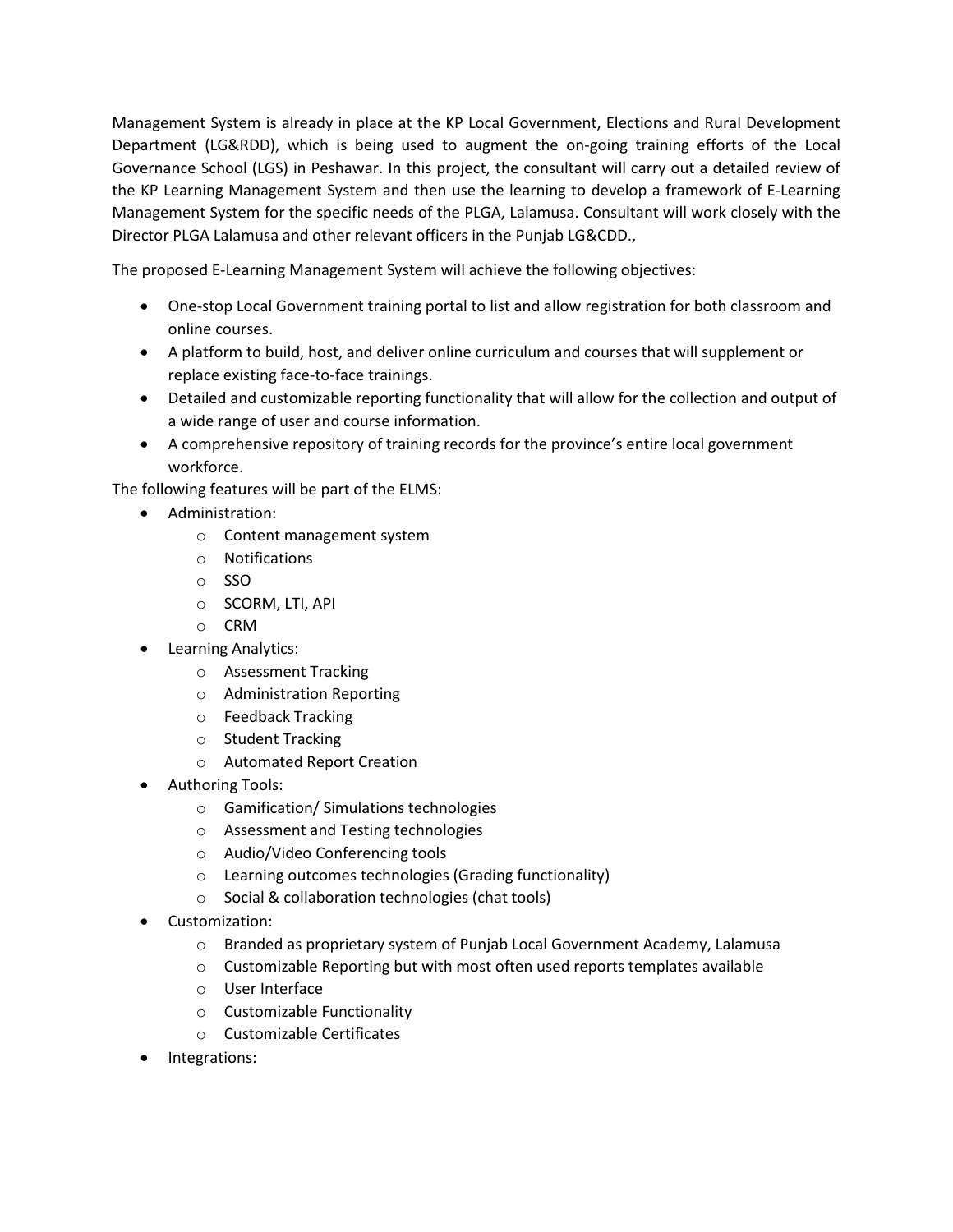Management System is already in place at the KP Local Government, Elections and Rural Development Department (LG&RDD), which is being used to augment the on-going training efforts of the Local Governance School (LGS) in Peshawar. In this project, the consultant will carry out a detailed review of the KP Learning Management System and then use the learning to develop a framework of E-Learning Management System for the specific needs of the PLGA, Lalamusa. Consultant will work closely with the Director PLGA Lalamusa and other relevant officers in the Punjab LG&CDD.,

The proposed E-Learning Management System will achieve the following objectives:

- One-stop Local Government training portal to list and allow registration for both classroom and online courses.
- A platform to build, host, and deliver online curriculum and courses that will supplement or replace existing face-to-face trainings.
- Detailed and customizable reporting functionality that will allow for the collection and output of a wide range of user and course information.
- A comprehensive repository of training records for the province's entire local government workforce.

The following features will be part of the ELMS:

- Administration:
  - Content management system
  - Notifications
  - SSO
  - SCORM, LTI, API
  - CRM
- Learning Analytics:
  - Assessment Tracking
  - Administration Reporting
  - Feedback Tracking
  - Student Tracking
  - Automated Report Creation
- Authoring Tools:
  - Gamification/ Simulations technologies
  - Assessment and Testing technologies
  - Audio/Video Conferencing tools
  - Learning outcomes technologies (Grading functionality)
  - Social & collaboration technologies (chat tools)
- Customization:
  - Branded as proprietary system of Punjab Local Government Academy, Lalamusa
  - Customizable Reporting but with most often used reports templates available
  - User Interface
  - Customizable Functionality
  - Customizable Certificates
- Integrations: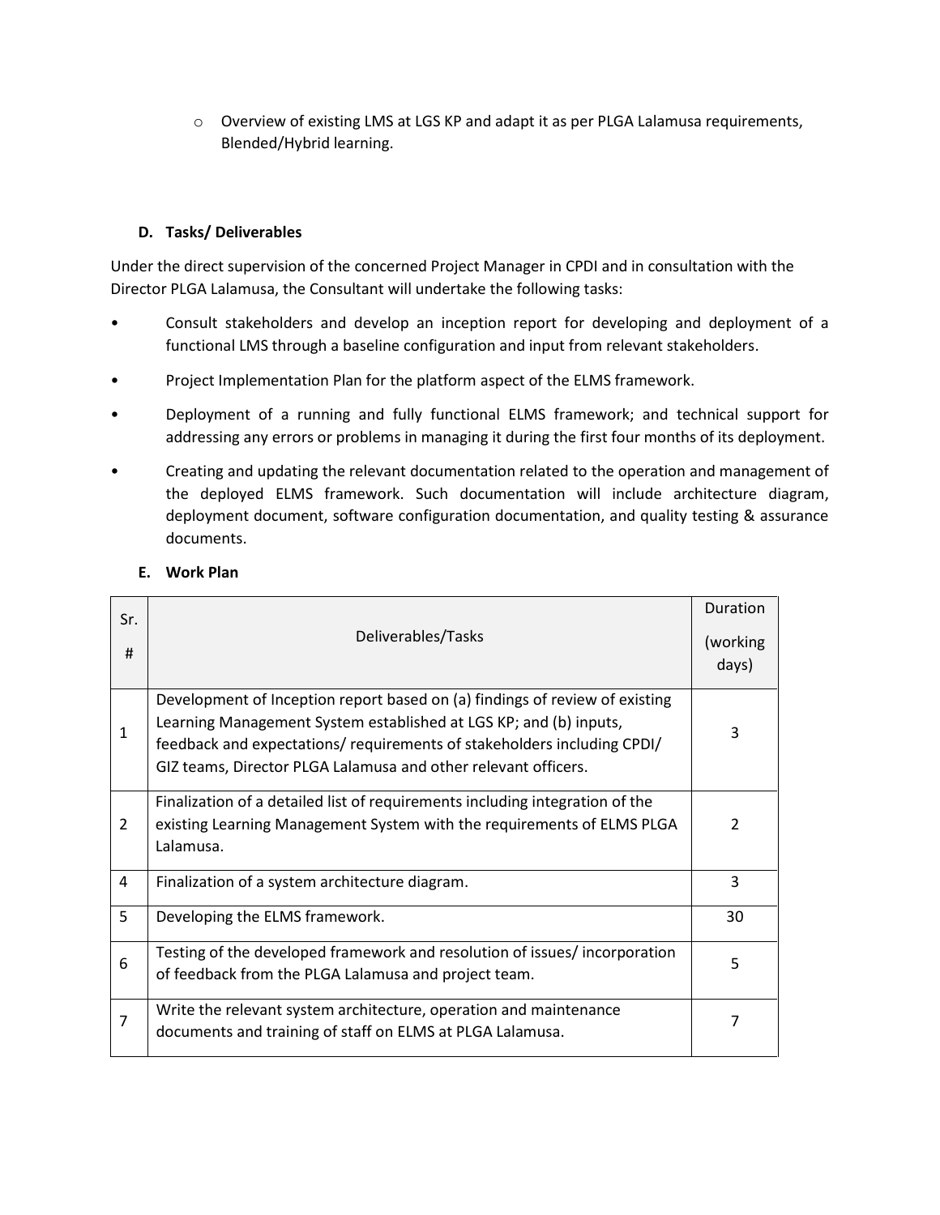- Overview of existing LMS at LGS KP and adapt it as per PLGA Lalamusa requirements, Blended/Hybrid learning.

**D. Tasks/ Deliverables**

Under the direct supervision of the concerned Project Manager in CPDI and in consultation with the Director PLGA Lalamusa, the Consultant will undertake the following tasks:

- Consult stakeholders and develop an inception report for developing and deployment of a functional LMS through a baseline configuration and input from relevant stakeholders.
- Project Implementation Plan for the platform aspect of the ELMS framework.
- Deployment of a running and fully functional ELMS framework; and technical support for addressing any errors or problems in managing it during the first four months of its deployment.
- Creating and updating the relevant documentation related to the operation and management of the deployed ELMS framework. Such documentation will include architecture diagram, deployment document, software configuration documentation, and quality testing & assurance documents.

**E. Work Plan**

| Sr. # | Deliverables/Tasks | Duration (working days) |
|---|---|---|
| 1 | Development of Inception report based on (a) findings of review of existing Learning Management System established at LGS KP; and (b) inputs, feedback and expectations/ requirements of stakeholders including CPDI/ GIZ teams, Director PLGA Lalamusa and other relevant officers. | 3 |
| 2 | Finalization of a detailed list of requirements including integration of the existing Learning Management System with the requirements of ELMS PLGA Lalamusa. | 2 |
| 4 | Finalization of a system architecture diagram. | 3 |
| 5 | Developing the ELMS framework. | 30 |
| 6 | Testing of the developed framework and resolution of issues/ incorporation of feedback from the PLGA Lalamusa and project team. | 5 |
| 7 | Write the relevant system architecture, operation and maintenance documents and training of staff on ELMS at PLGA Lalamusa. | 7 |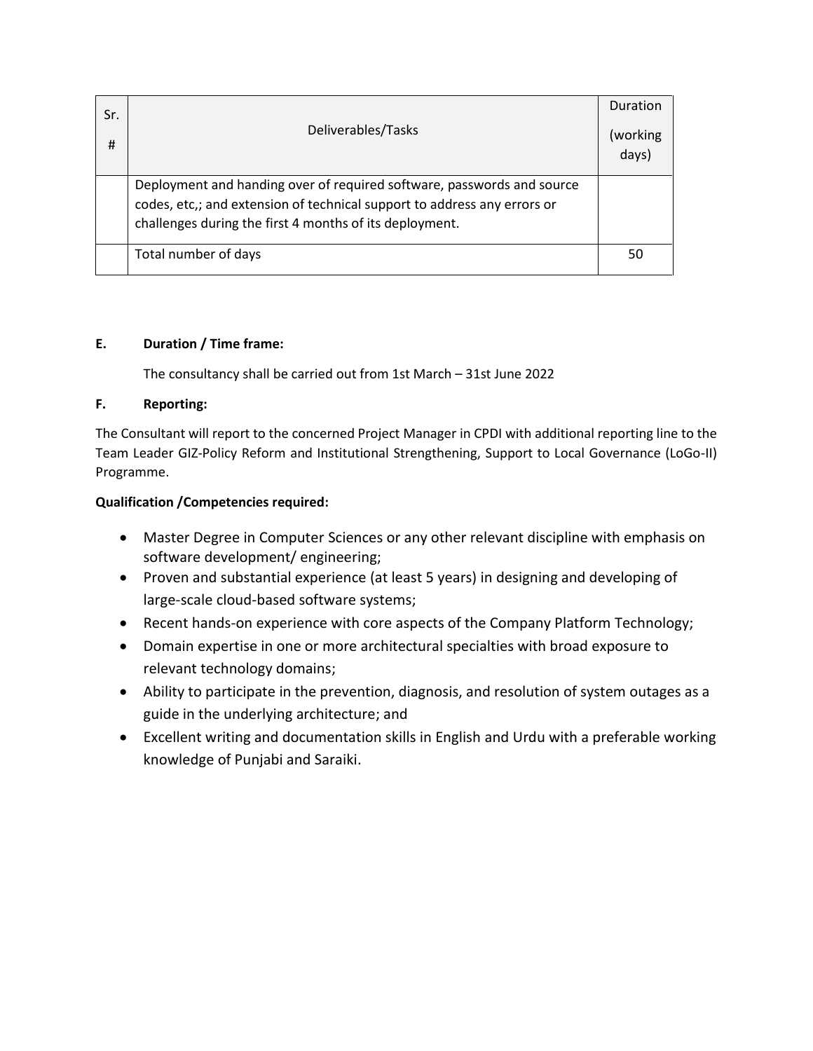| Sr. # | Deliverables/Tasks | Duration (working days) |
| --- | --- | --- |
| | Deployment and handing over of required software, passwords and source codes, etc,; and extension of technical support to address any errors or challenges during the first 4 months of its deployment. | |
| | Total number of days | 50 |

**E. Duration / Time frame:**

The consultancy shall be carried out from 1st March – 31st June 2022

**F. Reporting:**

The Consultant will report to the concerned Project Manager in CPDI with additional reporting line to the Team Leader GIZ-Policy Reform and Institutional Strengthening, Support to Local Governance (LoGo-II) Programme.

**Qualification /Competencies required:**

- Master Degree in Computer Sciences or any other relevant discipline with emphasis on software development/ engineering;
- Proven and substantial experience (at least 5 years) in designing and developing of large-scale cloud-based software systems;
- Recent hands-on experience with core aspects of the Company Platform Technology;
- Domain expertise in one or more architectural specialties with broad exposure to relevant technology domains;
- Ability to participate in the prevention, diagnosis, and resolution of system outages as a guide in the underlying architecture; and
- Excellent writing and documentation skills in English and Urdu with a preferable working knowledge of Punjabi and Saraiki.